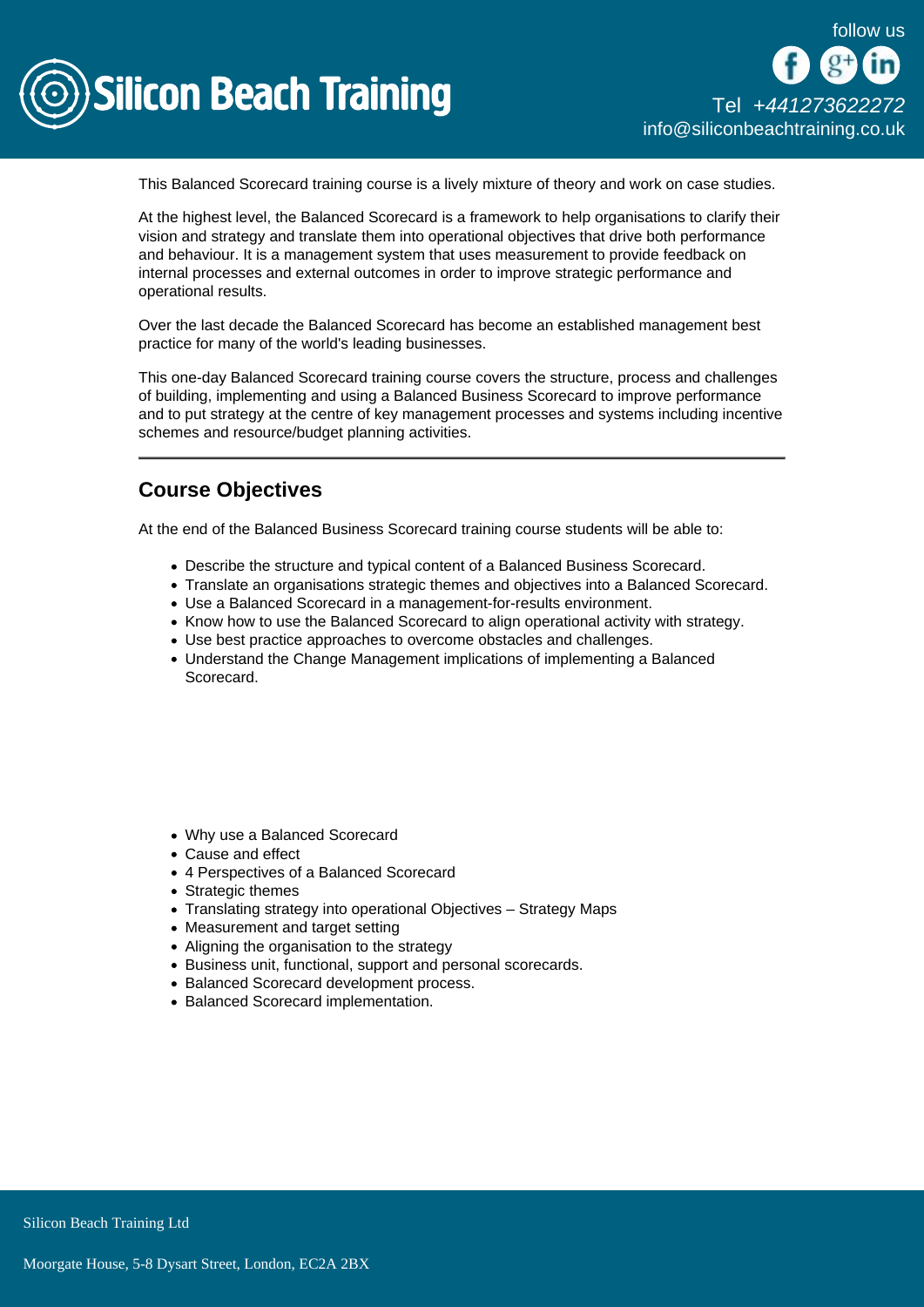This Balanced Scorecard training course is a lively mixture of theory and work on case studies.

At the highest level, the Balanced Scorecard is a framework to help organisations to clarify their vision and strategy and translate them into operational objectives that drive both performance and behaviour. It is a management system that uses measurement to provide feedback on internal processes and external outcomes in order to improve strategic performance and operational results.

Over the last decade the Balanced Scorecard has become an established management best practice for many of the world's leading businesses.

This one-day Balanced Scorecard training course covers the structure, process and challenges of building, implementing and using a Balanced Business Scorecard to improve performance and to put strategy at the centre of key management processes and systems including incentive schemes and resource/budget planning activities.

---

## Course Objectives

At the end of the Balanced Business Scorecard training course students will be able to:

- Describe the structure and typical content of a Balanced Business Scorecard.
- Translate an organisations strategic themes and objectives into a Balanced Scorecard.
- Use a Balanced Scorecard in a management-for-results environment.
- Know how to use the Balanced Scorecard to align operational activity with strategy.
- Use best practice approaches to overcome obstacles and challenges.
- Understand the Change Management implications of implementing a Balanced Scorecard.

- Why use a Balanced Scorecard
- Cause and effect
- 4 Perspectives of a Balanced Scorecard
- Strategic themes
- Translating strategy into operational Objectives – Strategy Maps
- Measurement and target setting
- Aligning the organisation to the strategy
- Business unit, functional, support and personal scorecards.
- Balanced Scorecard development process.
- Balanced Scorecard implementation.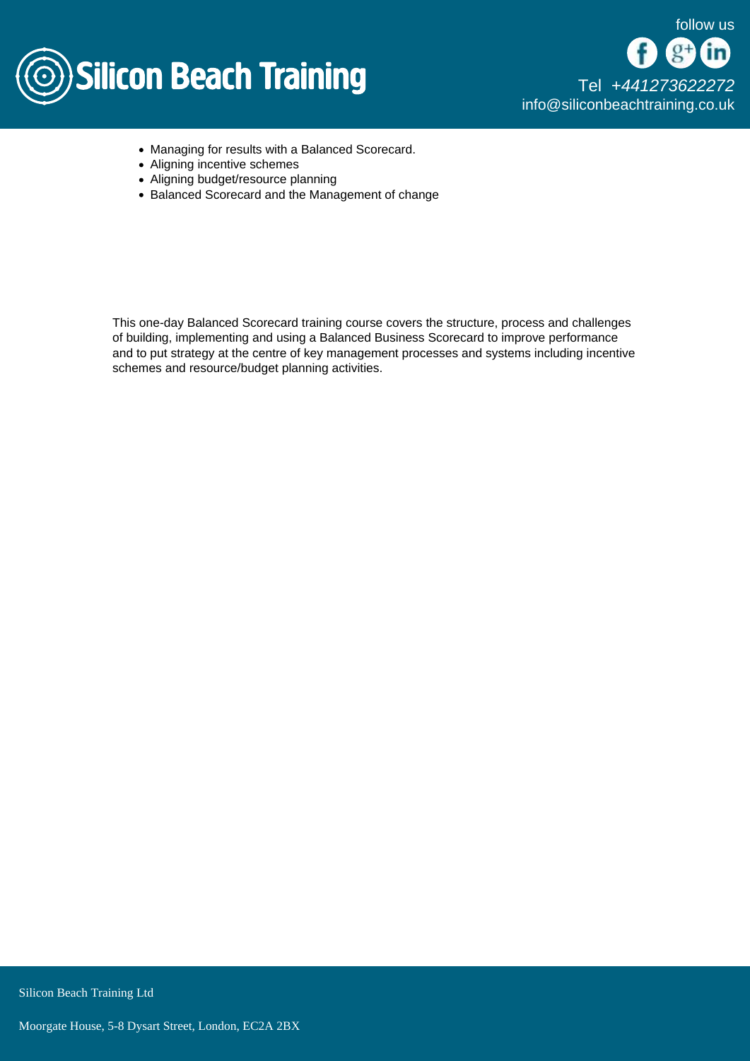- Managing for results with a Balanced Scorecard.
- Aligning incentive schemes
- Aligning budget/resource planning
- Balanced Scorecard and the Management of change

This one-day Balanced Scorecard training course covers the structure, process and challenges of building, implementing and using a Balanced Business Scorecard to improve performance and to put strategy at the centre of key management processes and systems including incentive schemes and resource/budget planning activities.